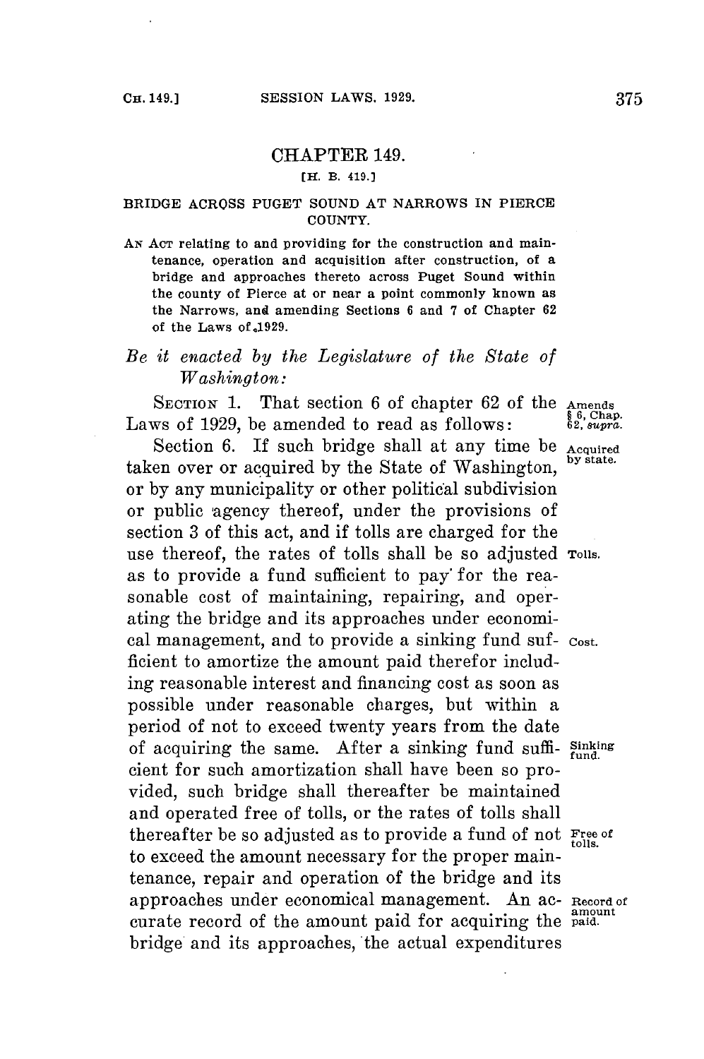# CHAPTER 149.

[H. B. 419.]

## BRIDGE ACROSS PUGET SOUND AT NARROWS IN PIERCE COUNTY.

AN ACT relating to and providing for the construction and maintenance, operation and acquisition after construction, of a bridge and approaches thereto across Puget Sound within the county of Pierce at or near a point commonly known as the Narrows, and amending Sections 6 and 7 of Chapter 62 of the Laws of 1929.

*Be it enacted by the Legislature of the State of Washington:*

SECTION 1. That section 6 of chapter 62 of the Laws of 1929, be amended to read as follows: *Amends § 6, Chap. 62, supra.*

Section 6. If such bridge shall at any time be taken over or acquired by the State of Washington, or by any municipality or other political subdivision or public agency thereof, under the provisions of section 3 of this act, and if tolls are charged for the use thereof, the rates of tolls shall be so adjusted as to provide a fund sufficient to pay for the reasonable cost of maintaining, repairing, and operating the bridge and its approaches under economical management, and to provide a sinking fund sufficient to amortize the amount paid therefor including reasonable interest and financing cost as soon as possible under reasonable charges, but within a period of not to exceed twenty years from the date of acquiring the same. After a sinking fund sufficient for such amortization shall have been so provided, such bridge shall thereafter be maintained and operated free of tolls, or the rates of tolls shall thereafter be so adjusted as to provide a fund of not to exceed the amount necessary for the proper maintenance, repair and operation of the bridge and its approaches under economical management. An accurate record of the amount paid for acquiring the bridge and its approaches, the actual expenditures *Acquired by state. Tolls. Cost. Sinking fund. Free of tolls. Record of amount paid.*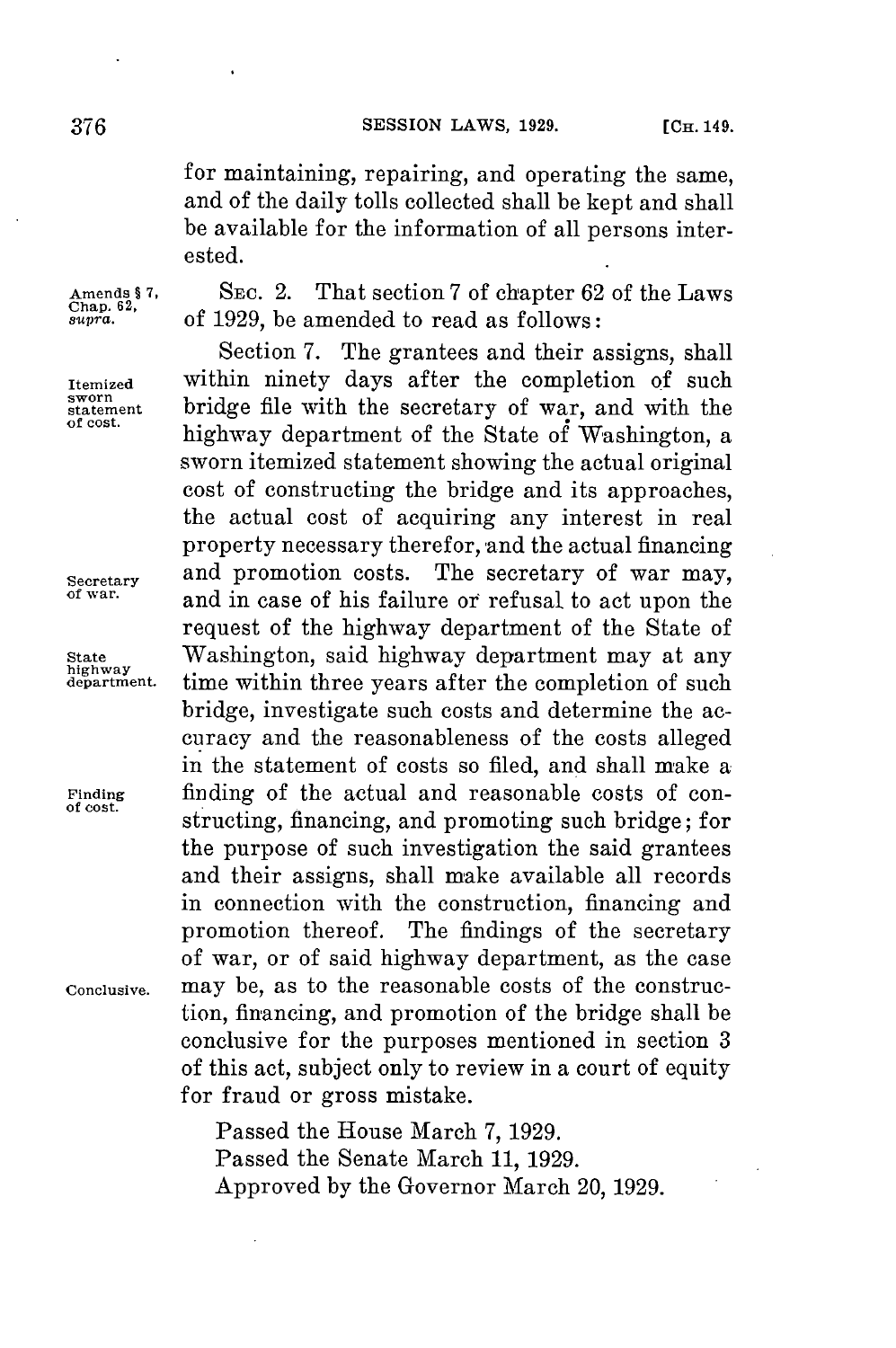for maintaining, repairing, and operating the same, and of the daily tolls collected shall be kept and shall be available for the information of all persons interested.

Amends § 7, Chap. 62, *supra.*

SEC. 2. That section 7 of chapter 62 of the Laws of 1929, be amended to read as follows:

Itemized sworn statement of cost.

Section 7. The grantees and their assigns, shall within ninety days after the completion of such bridge file with the secretary of war, and with the highway department of the State of Washington, a sworn itemized statement showing the actual original cost of constructing the bridge and its approaches, the actual cost of acquiring any interest in real property necessary therefor, and the actual financing and promotion costs. The secretary of war may, and in case of his failure or refusal to act upon the request of the highway department of the State of Washington, said highway department may at any time within three years after the completion of such bridge, investigate such costs and determine the accuracy and the reasonableness of the costs alleged in the statement of costs so filed, and shall make a finding of the actual and reasonable costs of constructing, financing, and promoting such bridge; for the purpose of such investigation the said grantees and their assigns, shall make available all records in connection with the construction, financing and promotion thereof. The findings of the secretary of war, or of said highway department, as the case may be, as to the reasonable costs of the construction, financing, and promotion of the bridge shall be conclusive for the purposes mentioned in section 3 of this act, subject only to review in a court of equity for fraud or gross mistake.

Secretary of war.

State highway department.

Finding of cost.

Conclusive.

Passed the House March 7, 1929.
Passed the Senate March 11, 1929.
Approved by the Governor March 20, 1929.